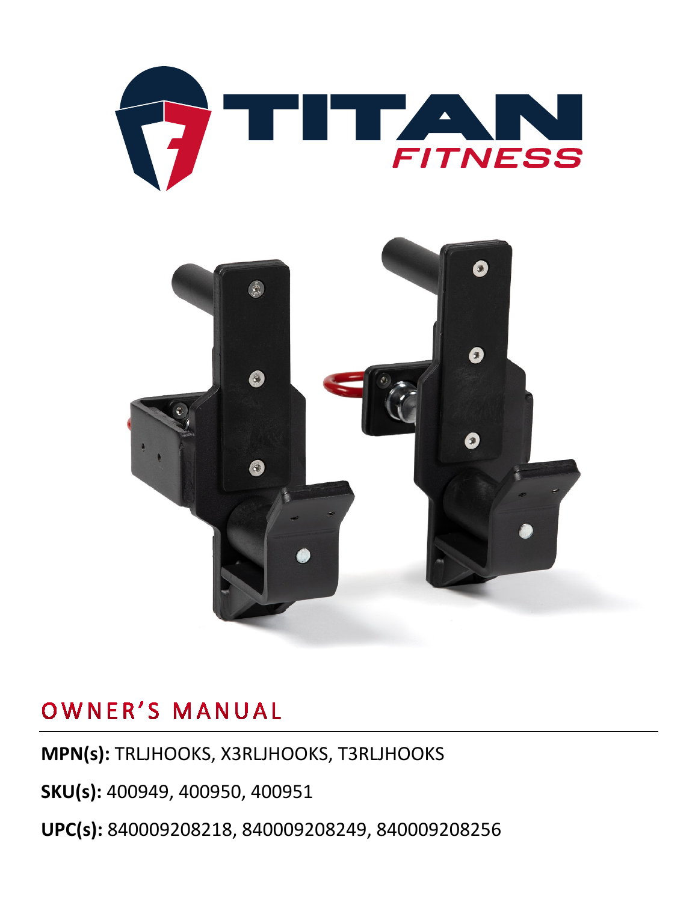# OWNER'S MANUAL

**MPN(s):** TRLJHOOKS, X3RLJHOOKS, T3RLJHOOKS

**SKU(s):** 400949, 400950, 400951

**UPC(s):** 840009208218, 840009208249, 840009208256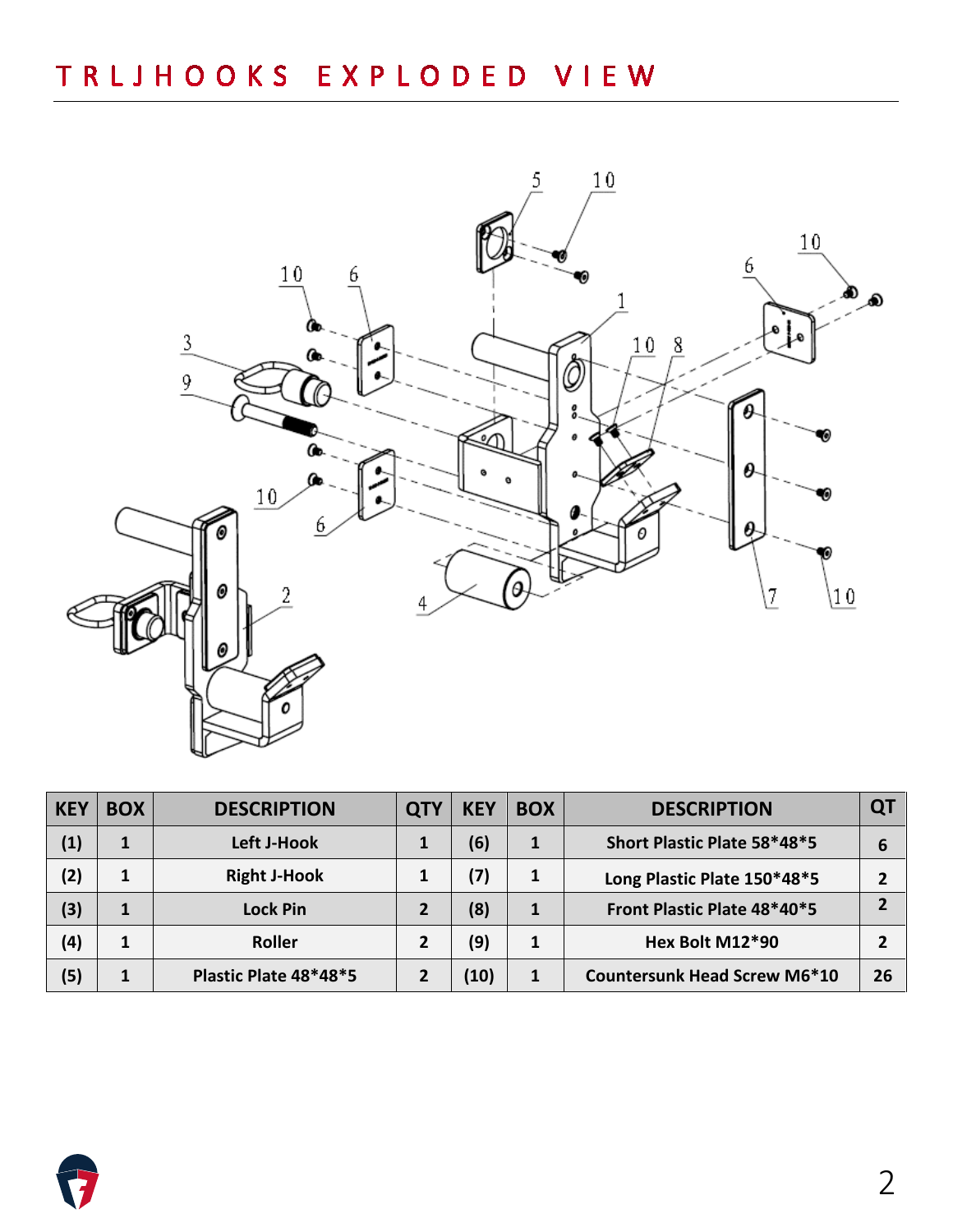# TRLJHOOKS EXPLODED VIEW

| KEY | BOX | DESCRIPTION | QTY | KEY | BOX | DESCRIPTION | QT |
|---|---|---|---|---|---|---|---|
| (1) | 1 | Left J-Hook | 1 | (6) | 1 | Short Plastic Plate 58*48*5 | 6 |
| (2) | 1 | Right J-Hook | 1 | (7) | 1 | Long Plastic Plate 150*48*5 | 2 |
| (3) | 1 | Lock Pin | 2 | (8) | 1 | Front Plastic Plate 48*40*5 | 2 |
| (4) | 1 | Roller | 2 | (9) | 1 | Hex Bolt M12*90 | 2 |
| (5) | 1 | Plastic Plate 48*48*5 | 2 | (10) | 1 | Countersunk Head Screw M6*10 | 26 |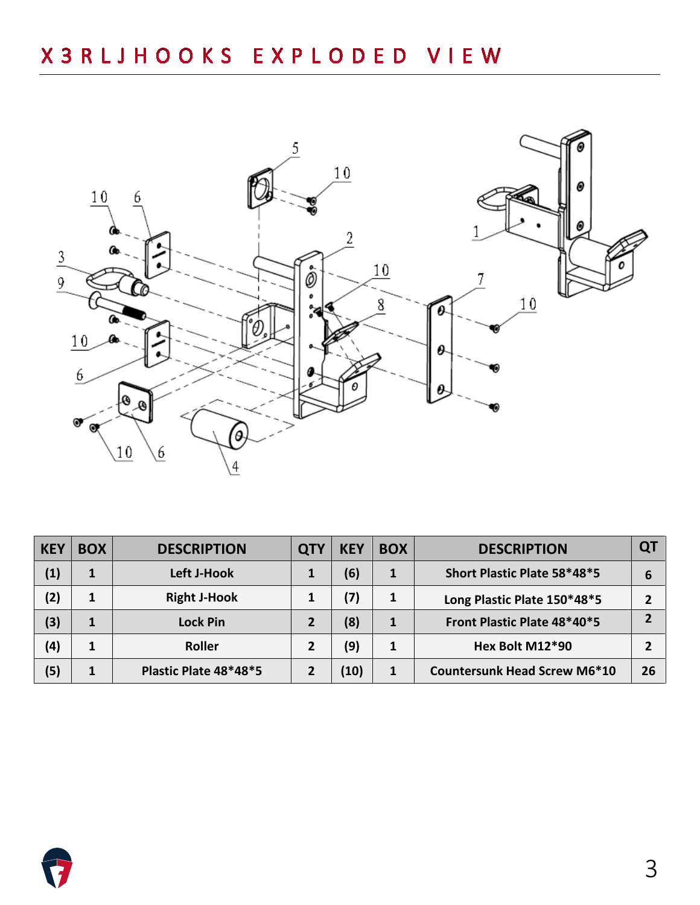# X3RLJHOOKS EXPLODED VIEW

| KEY | BOX | DESCRIPTION | QTY | KEY | BOX | DESCRIPTION | QT |
|---|---|---|---|---|---|---|---|
| (1) | 1 | Left J-Hook | 1 | (6) | 1 | Short Plastic Plate 58*48*5 | 6 |
| (2) | 1 | Right J-Hook | 1 | (7) | 1 | Long Plastic Plate 150*48*5 | 2 |
| (3) | 1 | Lock Pin | 2 | (8) | 1 | Front Plastic Plate 48*40*5 | 2 |
| (4) | 1 | Roller | 2 | (9) | 1 | Hex Bolt M12*90 | 2 |
| (5) | 1 | Plastic Plate 48*48*5 | 2 | (10) | 1 | Countersunk Head Screw M6*10 | 26 |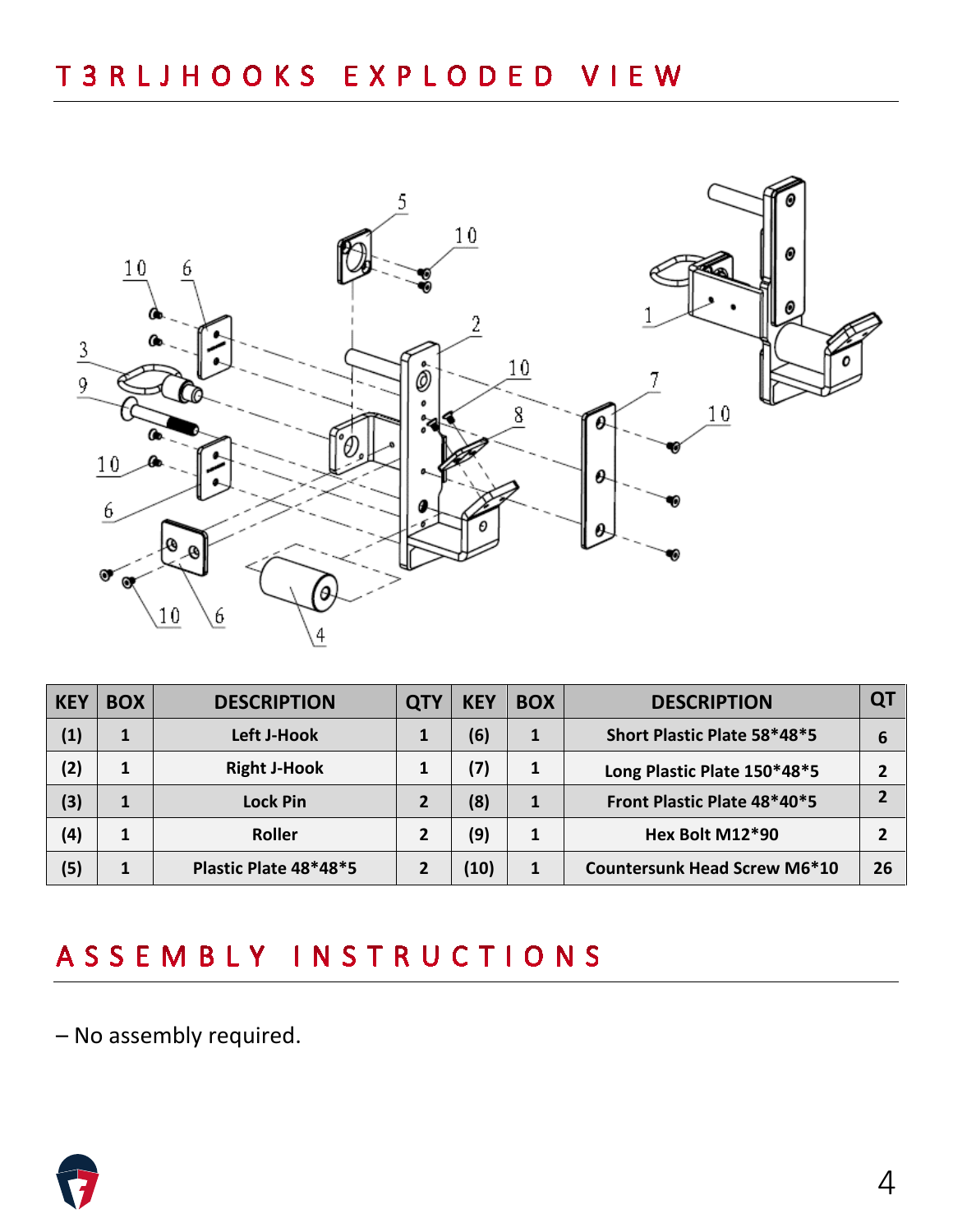# T3RLJHOOKS EXPLODED VIEW

| KEY | BOX | DESCRIPTION | QTY | KEY | BOX | DESCRIPTION | QT |
|---|---|---|---|---|---|---|---|
| (1) | 1 | Left J-Hook | 1 | (6) | 1 | Short Plastic Plate 58*48*5 | 6 |
| (2) | 1 | Right J-Hook | 1 | (7) | 1 | Long Plastic Plate 150*48*5 | 2 |
| (3) | 1 | Lock Pin | 2 | (8) | 1 | Front Plastic Plate 48*40*5 | 2 |
| (4) | 1 | Roller | 2 | (9) | 1 | Hex Bolt M12*90 | 2 |
| (5) | 1 | Plastic Plate 48*48*5 | 2 | (10) | 1 | Countersunk Head Screw M6*10 | 26 |

# ASSEMBLY INSTRUCTIONS

– No assembly required.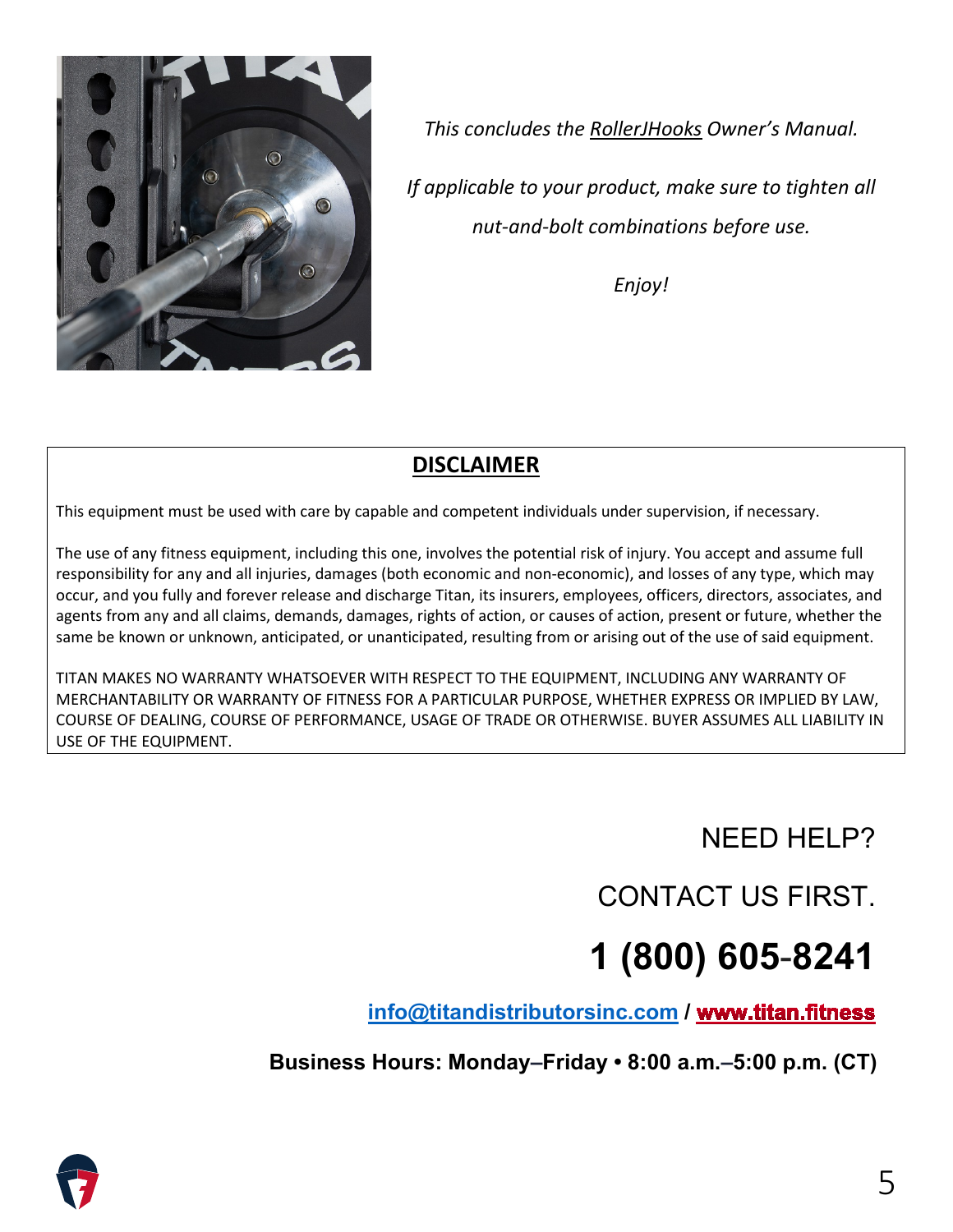*This concludes the RollerJHooks Owner's Manual.*

*If applicable to your product, make sure to tighten all nut-and-bolt combinations before use.*

*Enjoy!*

## DISCLAIMER

This equipment must be used with care by capable and competent individuals under supervision, if necessary.

The use of any fitness equipment, including this one, involves the potential risk of injury. You accept and assume full responsibility for any and all injuries, damages (both economic and non-economic), and losses of any type, which may occur, and you fully and forever release and discharge Titan, its insurers, employees, officers, directors, associates, and agents from any and all claims, demands, damages, rights of action, or causes of action, present or future, whether the same be known or unknown, anticipated, or unanticipated, resulting from or arising out of the use of said equipment.

TITAN MAKES NO WARRANTY WHATSOEVER WITH RESPECT TO THE EQUIPMENT, INCLUDING ANY WARRANTY OF MERCHANTABILITY OR WARRANTY OF FITNESS FOR A PARTICULAR PURPOSE, WHETHER EXPRESS OR IMPLIED BY LAW, COURSE OF DEALING, COURSE OF PERFORMANCE, USAGE OF TRADE OR OTHERWISE. BUYER ASSUMES ALL LIABILITY IN USE OF THE EQUIPMENT.

NEED HELP?

CONTACT US FIRST.

**1 (800) 605-8241**

**info@titandistributorsinc.com / www.titan.fitness**

**Business Hours: Monday–Friday • 8:00 a.m.–5:00 p.m. (CT)**